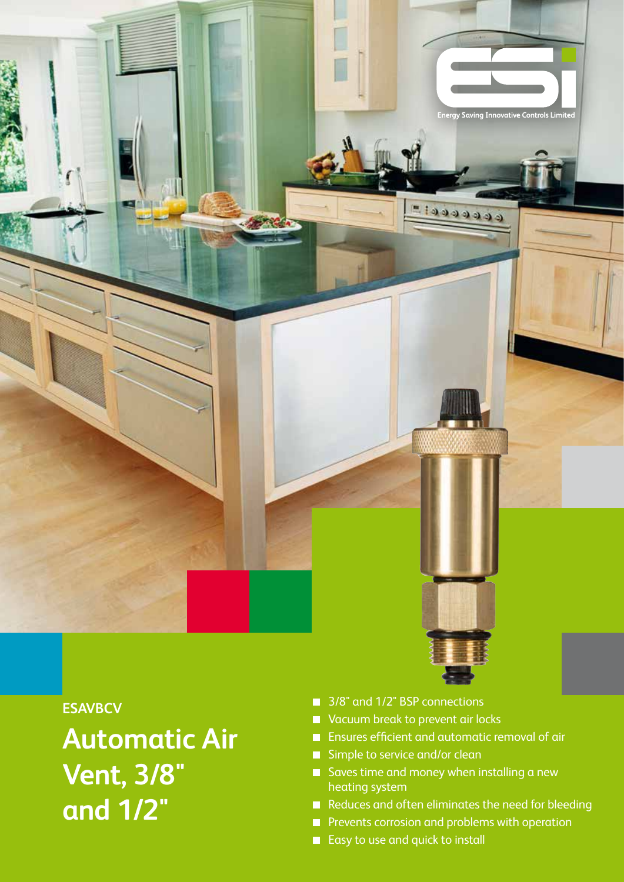Energy Saving Innovative Controls Limited

**ESAVBCV**

# Automatic Air Vent, 3/8" and 1/2"

- 3/8" and 1/2" BSP connections
- Vacuum break to prevent air locks
- Ensures efficient and automatic removal of air
- Simple to service and/or clean
- Saves time and money when installing a new heating system
- Reduces and often eliminates the need for bleeding
- Prevents corrosion and problems with operation
- Easy to use and quick to install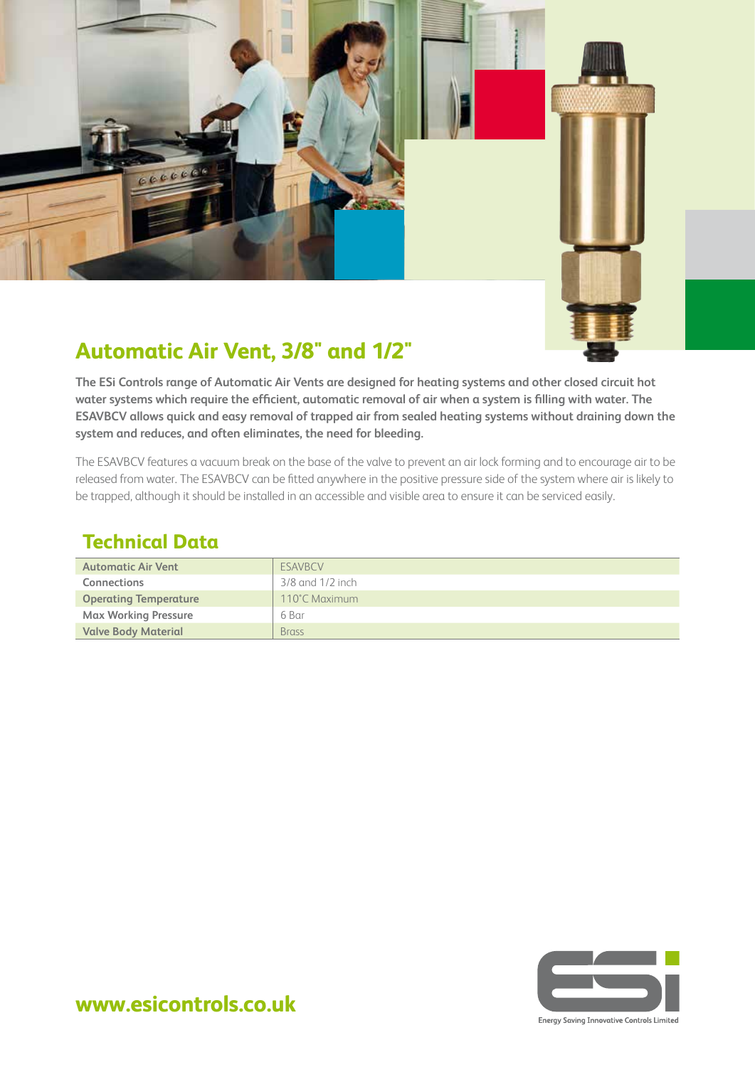# Automatic Air Vent, 3/8" and 1/2"

**The ESi Controls range of Automatic Air Vents are designed for heating systems and other closed circuit hot water systems which require the efficient, automatic removal of air when a system is filling with water. The ESAVBCV allows quick and easy removal of trapped air from sealed heating systems without draining down the system and reduces, and often eliminates, the need for bleeding.**

The ESAVBCV features a vacuum break on the base of the valve to prevent an air lock forming and to encourage air to be released from water. The ESAVBCV can be fitted anywhere in the positive pressure side of the system where air is likely to be trapped, although it should be installed in an accessible and visible area to ensure it can be serviced easily.

## Technical Data

| | |
|---|---|
| **Automatic Air Vent** | ESAVBCV |
| **Connections** | 3/8 and 1/2 inch |
| **Operating Temperature** | 110˚C Maximum |
| **Max Working Pressure** | 6 Bar |
| **Valve Body Material** | Brass |

**www.esicontrols.co.uk**

Energy Saving Innovative Controls Limited